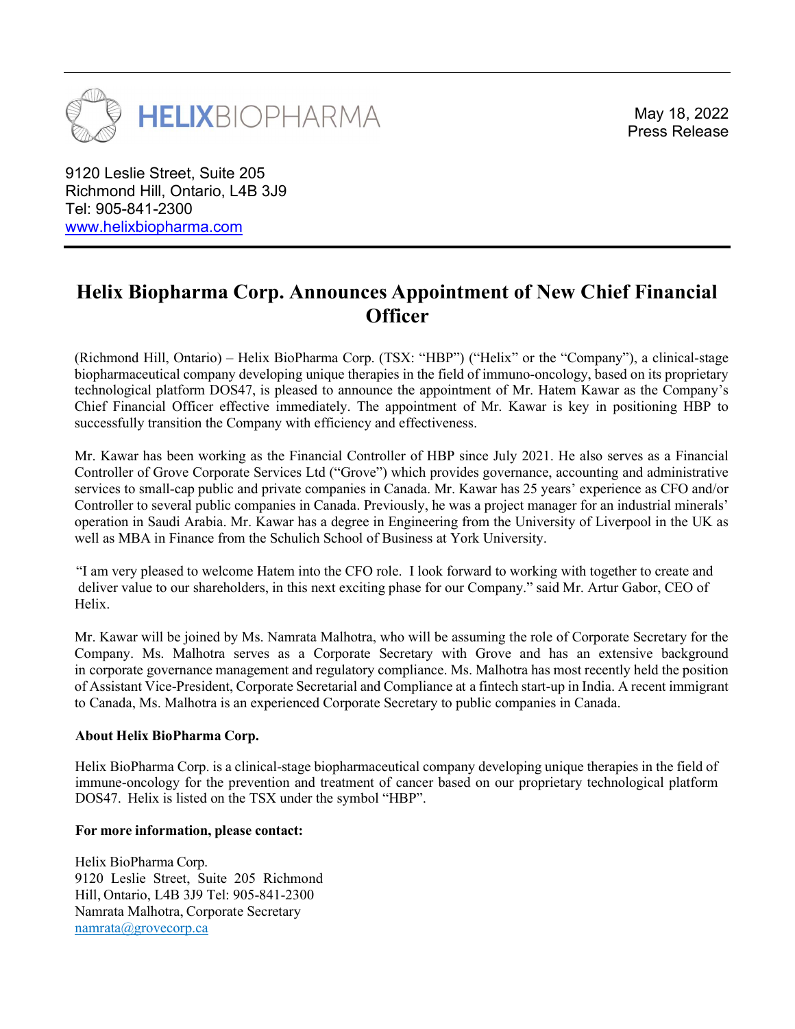HELIXBIOPHARMA

May 18, 2022
Press Release

9120 Leslie Street, Suite 205
Richmond Hill, Ontario, L4B 3J9
Tel: 905-841-2300
www.helixbiopharma.com

# Helix Biopharma Corp. Announces Appointment of New Chief Financial Officer

(Richmond Hill, Ontario) – Helix BioPharma Corp. (TSX: "HBP") ("Helix" or the "Company"), a clinical-stage biopharmaceutical company developing unique therapies in the field of immuno-oncology, based on its proprietary technological platform DOS47, is pleased to announce the appointment of Mr. Hatem Kawar as the Company's Chief Financial Officer effective immediately. The appointment of Mr. Kawar is key in positioning HBP to successfully transition the Company with efficiency and effectiveness.

Mr. Kawar has been working as the Financial Controller of HBP since July 2021. He also serves as a Financial Controller of Grove Corporate Services Ltd ("Grove") which provides governance, accounting and administrative services to small-cap public and private companies in Canada. Mr. Kawar has 25 years' experience as CFO and/or Controller to several public companies in Canada. Previously, he was a project manager for an industrial minerals' operation in Saudi Arabia. Mr. Kawar has a degree in Engineering from the University of Liverpool in the UK as well as MBA in Finance from the Schulich School of Business at York University.

"I am very pleased to welcome Hatem into the CFO role. I look forward to working with together to create and deliver value to our shareholders, in this next exciting phase for our Company." said Mr. Artur Gabor, CEO of Helix.

Mr. Kawar will be joined by Ms. Namrata Malhotra, who will be assuming the role of Corporate Secretary for the Company. Ms. Malhotra serves as a Corporate Secretary with Grove and has an extensive background in corporate governance management and regulatory compliance. Ms. Malhotra has most recently held the position of Assistant Vice-President, Corporate Secretarial and Compliance at a fintech start-up in India. A recent immigrant to Canada, Ms. Malhotra is an experienced Corporate Secretary to public companies in Canada.

**About Helix BioPharma Corp.**

Helix BioPharma Corp. is a clinical-stage biopharmaceutical company developing unique therapies in the field of immune-oncology for the prevention and treatment of cancer based on our proprietary technological platform DOS47. Helix is listed on the TSX under the symbol "HBP".

**For more information, please contact:**

Helix BioPharma Corp.
9120 Leslie Street, Suite 205 Richmond Hill, Ontario, L4B 3J9 Tel: 905-841-2300
Namrata Malhotra, Corporate Secretary
namrata@grovecorp.ca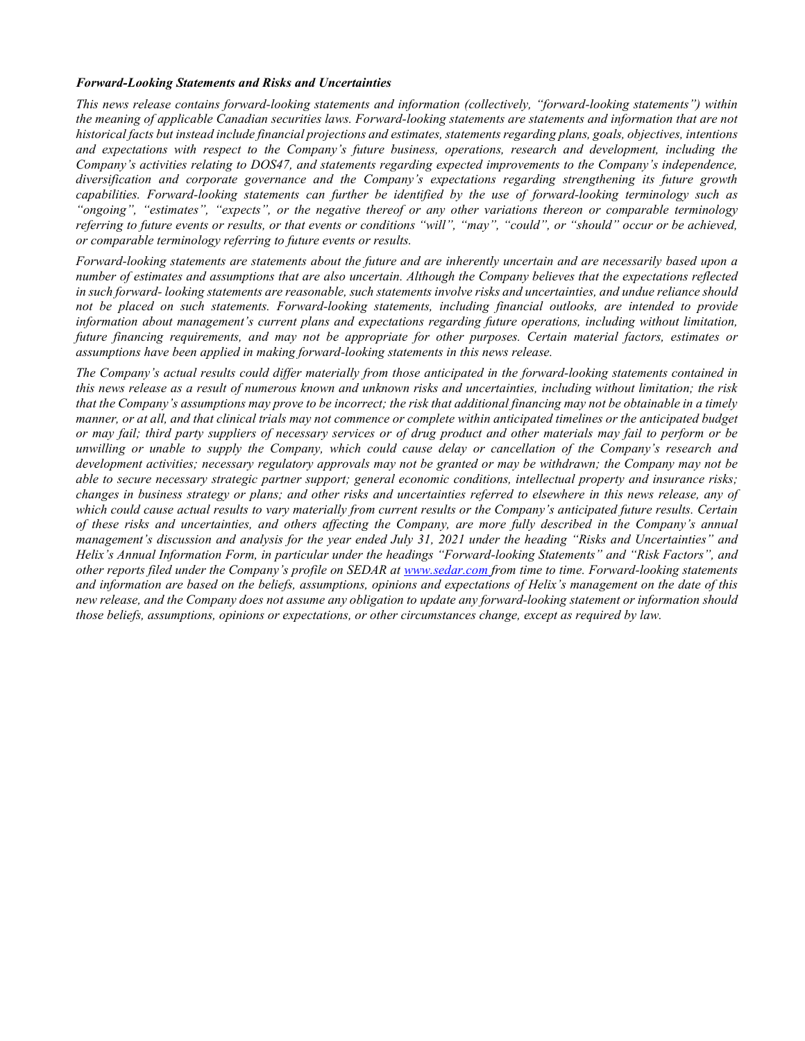***Forward-Looking Statements and Risks and Uncertainties***

*This news release contains forward-looking statements and information (collectively, "forward-looking statements") within the meaning of applicable Canadian securities laws. Forward-looking statements are statements and information that are not historical facts but instead include financial projections and estimates, statements regarding plans, goals, objectives, intentions and expectations with respect to the Company's future business, operations, research and development, including the Company's activities relating to DOS47, and statements regarding expected improvements to the Company's independence, diversification and corporate governance and the Company's expectations regarding strengthening its future growth capabilities. Forward-looking statements can further be identified by the use of forward-looking terminology such as "ongoing", "estimates", "expects", or the negative thereof or any other variations thereon or comparable terminology referring to future events or results, or that events or conditions "will", "may", "could", or "should" occur or be achieved, or comparable terminology referring to future events or results.*

*Forward-looking statements are statements about the future and are inherently uncertain and are necessarily based upon a number of estimates and assumptions that are also uncertain. Although the Company believes that the expectations reflected in such forward- looking statements are reasonable, such statements involve risks and uncertainties, and undue reliance should not be placed on such statements. Forward-looking statements, including financial outlooks, are intended to provide information about management's current plans and expectations regarding future operations, including without limitation, future financing requirements, and may not be appropriate for other purposes. Certain material factors, estimates or assumptions have been applied in making forward-looking statements in this news release.*

*The Company's actual results could differ materially from those anticipated in the forward-looking statements contained in this news release as a result of numerous known and unknown risks and uncertainties, including without limitation; the risk that the Company's assumptions may prove to be incorrect; the risk that additional financing may not be obtainable in a timely manner, or at all, and that clinical trials may not commence or complete within anticipated timelines or the anticipated budget or may fail; third party suppliers of necessary services or of drug product and other materials may fail to perform or be unwilling or unable to supply the Company, which could cause delay or cancellation of the Company's research and development activities; necessary regulatory approvals may not be granted or may be withdrawn; the Company may not be able to secure necessary strategic partner support; general economic conditions, intellectual property and insurance risks; changes in business strategy or plans; and other risks and uncertainties referred to elsewhere in this news release, any of which could cause actual results to vary materially from current results or the Company's anticipated future results. Certain of these risks and uncertainties, and others affecting the Company, are more fully described in the Company's annual management's discussion and analysis for the year ended July 31, 2021 under the heading "Risks and Uncertainties" and Helix's Annual Information Form, in particular under the headings "Forward-looking Statements" and "Risk Factors", and other reports filed under the Company's profile on SEDAR at [www.sedar.com](http://www.sedar.com) from time to time. Forward-looking statements and information are based on the beliefs, assumptions, opinions and expectations of Helix's management on the date of this new release, and the Company does not assume any obligation to update any forward-looking statement or information should those beliefs, assumptions, opinions or expectations, or other circumstances change, except as required by law.*